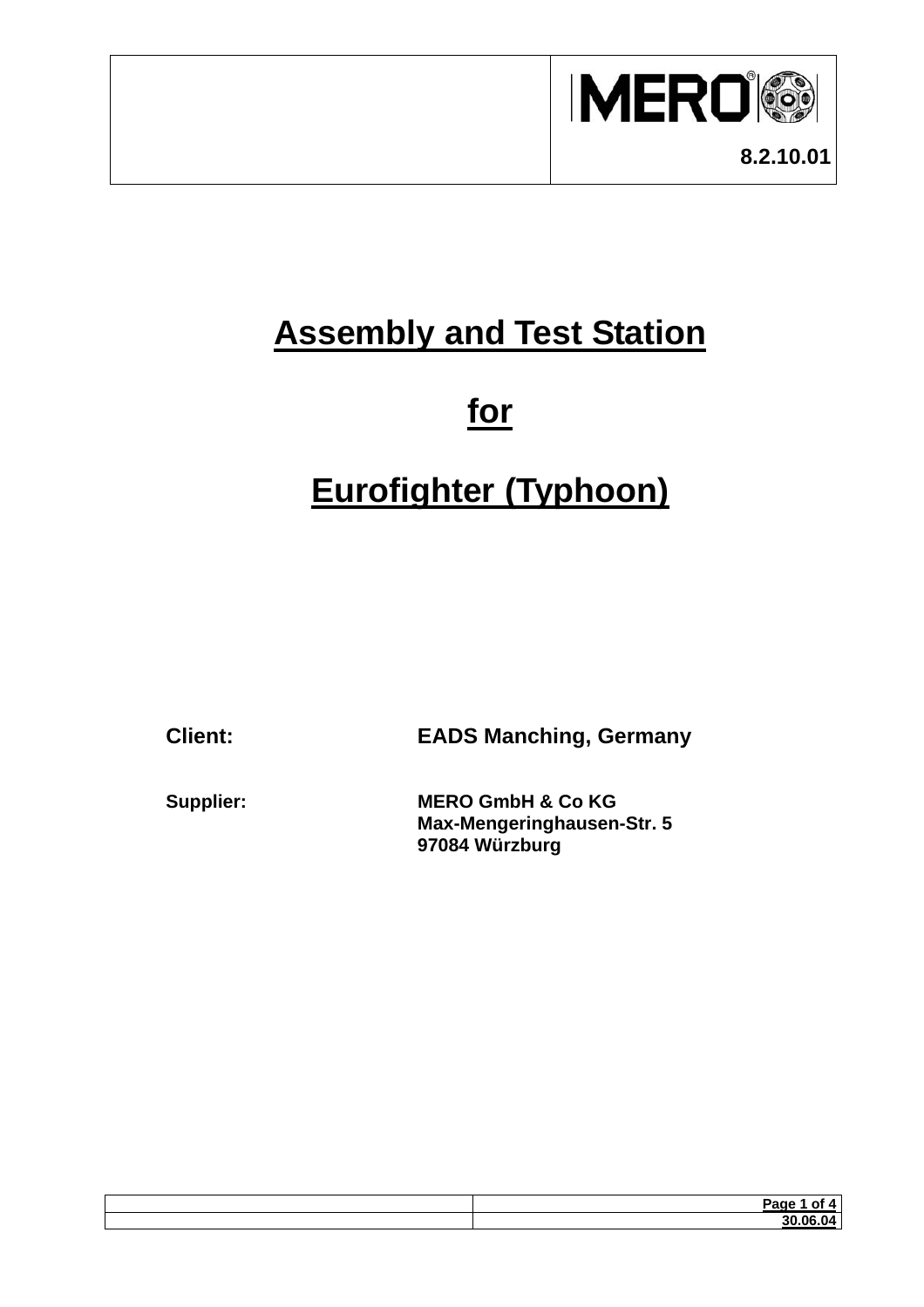MERO

8.2.10.01

# Assembly and Test Station

# for

# Eurofighter (Typhoon)

**Client:** **EADS Manching, Germany**

**Supplier:** **MERO GmbH & Co KG**
**Max-Mengeringhausen-Str. 5**
**97084 Würzburg**

30.06.04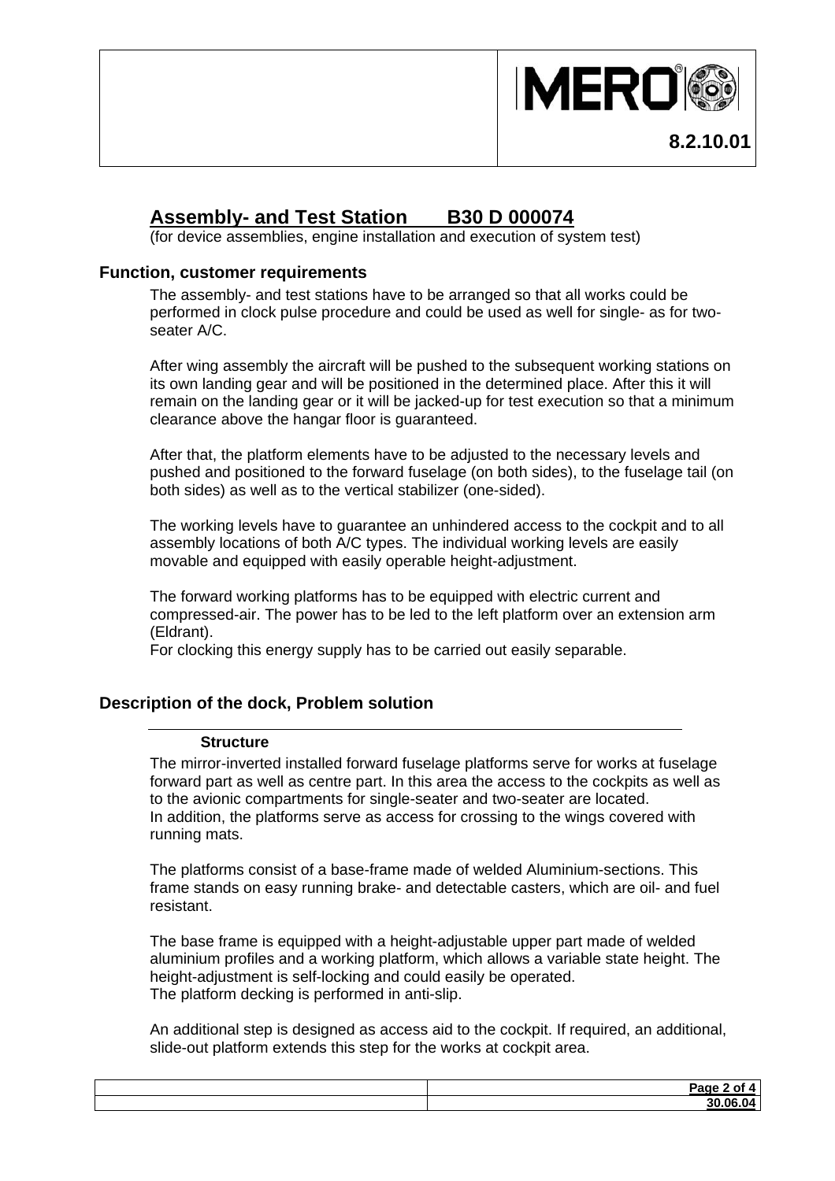# Assembly- and Test Station B30 D 000074

(for device assemblies, engine installation and execution of system test)

## Function, customer requirements

The assembly- and test stations have to be arranged so that all works could be performed in clock pulse procedure and could be used as well for single- as for two-seater A/C.

After wing assembly the aircraft will be pushed to the subsequent working stations on its own landing gear and will be positioned in the determined place. After this it will remain on the landing gear or it will be jacked-up for test execution so that a minimum clearance above the hangar floor is guaranteed.

After that, the platform elements have to be adjusted to the necessary levels and pushed and positioned to the forward fuselage (on both sides), to the fuselage tail (on both sides) as well as to the vertical stabilizer (one-sided).

The working levels have to guarantee an unhindered access to the cockpit and to all assembly locations of both A/C types. The individual working levels are easily movable and equipped with easily operable height-adjustment.

The forward working platforms has to be equipped with electric current and compressed-air. The power has to be led to the left platform over an extension arm (Eldrant).
For clocking this energy supply has to be carried out easily separable.

## Description of the dock, Problem solution

### Structure

The mirror-inverted installed forward fuselage platforms serve for works at fuselage forward part as well as centre part. In this area the access to the cockpits as well as to the avionic compartments for single-seater and two-seater are located.
In addition, the platforms serve as access for crossing to the wings covered with running mats.

The platforms consist of a base-frame made of welded Aluminium-sections. This frame stands on easy running brake- and detectable casters, which are oil- and fuel resistant.

The base frame is equipped with a height-adjustable upper part made of welded aluminium profiles and a working platform, which allows a variable state height. The height-adjustment is self-locking and could easily be operated.
The platform decking is performed in anti-slip.

An additional step is designed as access aid to the cockpit. If required, an additional, slide-out platform extends this step for the works at cockpit area.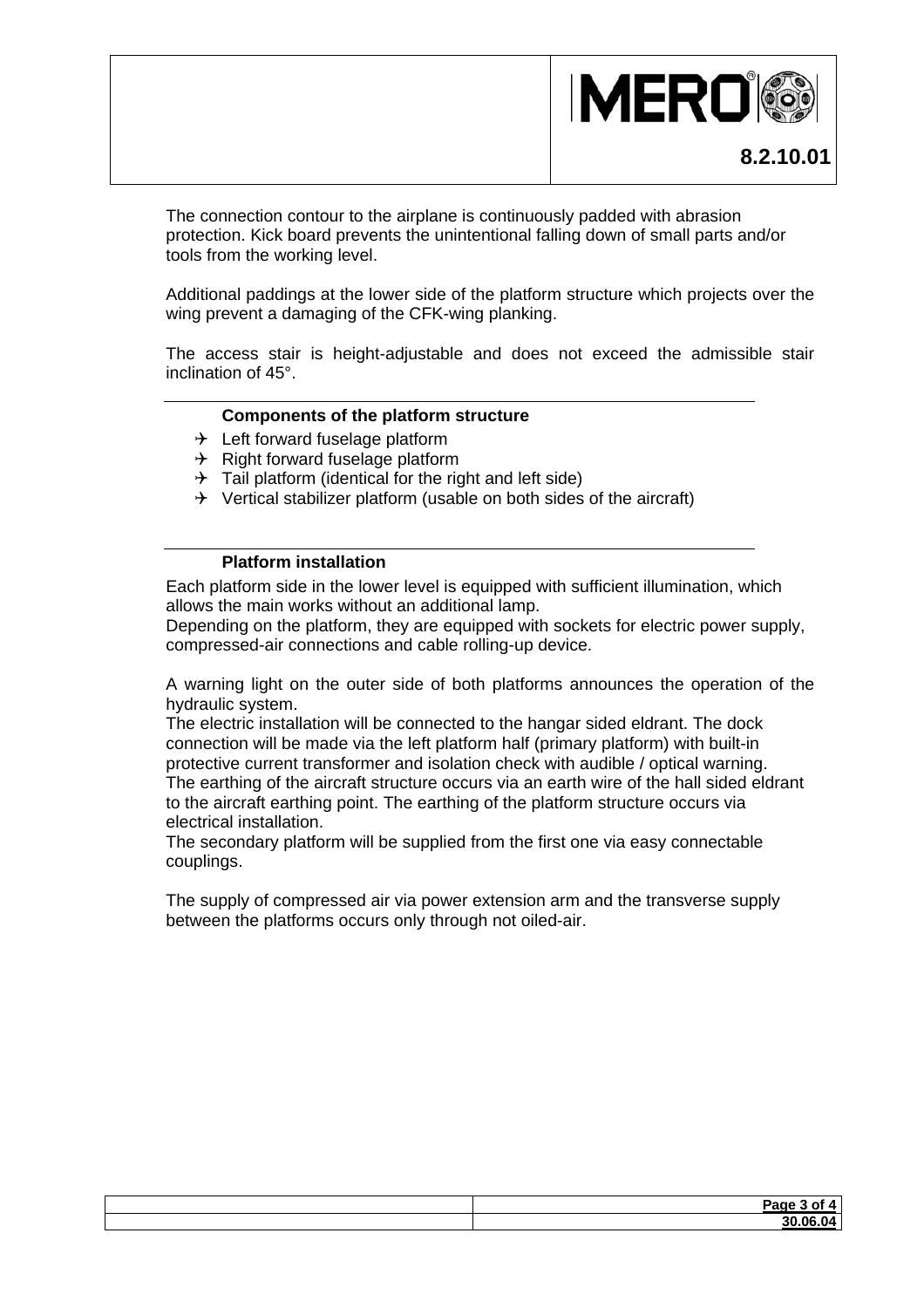The connection contour to the airplane is continuously padded with abrasion protection. Kick board prevents the unintentional falling down of small parts and/or tools from the working level.

Additional paddings at the lower side of the platform structure which projects over the wing prevent a damaging of the CFK-wing planking.

The access stair is height-adjustable and does not exceed the admissible stair inclination of 45°.

**Components of the platform structure**

- Left forward fuselage platform
- Right forward fuselage platform
- Tail platform (identical for the right and left side)
- Vertical stabilizer platform (usable on both sides of the aircraft)

**Platform installation**

Each platform side in the lower level is equipped with sufficient illumination, which allows the main works without an additional lamp.
Depending on the platform, they are equipped with sockets for electric power supply, compressed-air connections and cable rolling-up device.

A warning light on the outer side of both platforms announces the operation of the hydraulic system.
The electric installation will be connected to the hangar sided eldrant. The dock connection will be made via the left platform half (primary platform) with built-in protective current transformer and isolation check with audible / optical warning.
The earthing of the aircraft structure occurs via an earth wire of the hall sided eldrant to the aircraft earthing point. The earthing of the platform structure occurs via electrical installation.
The secondary platform will be supplied from the first one via easy connectable couplings.

The supply of compressed air via power extension arm and the transverse supply between the platforms occurs only through not oiled-air.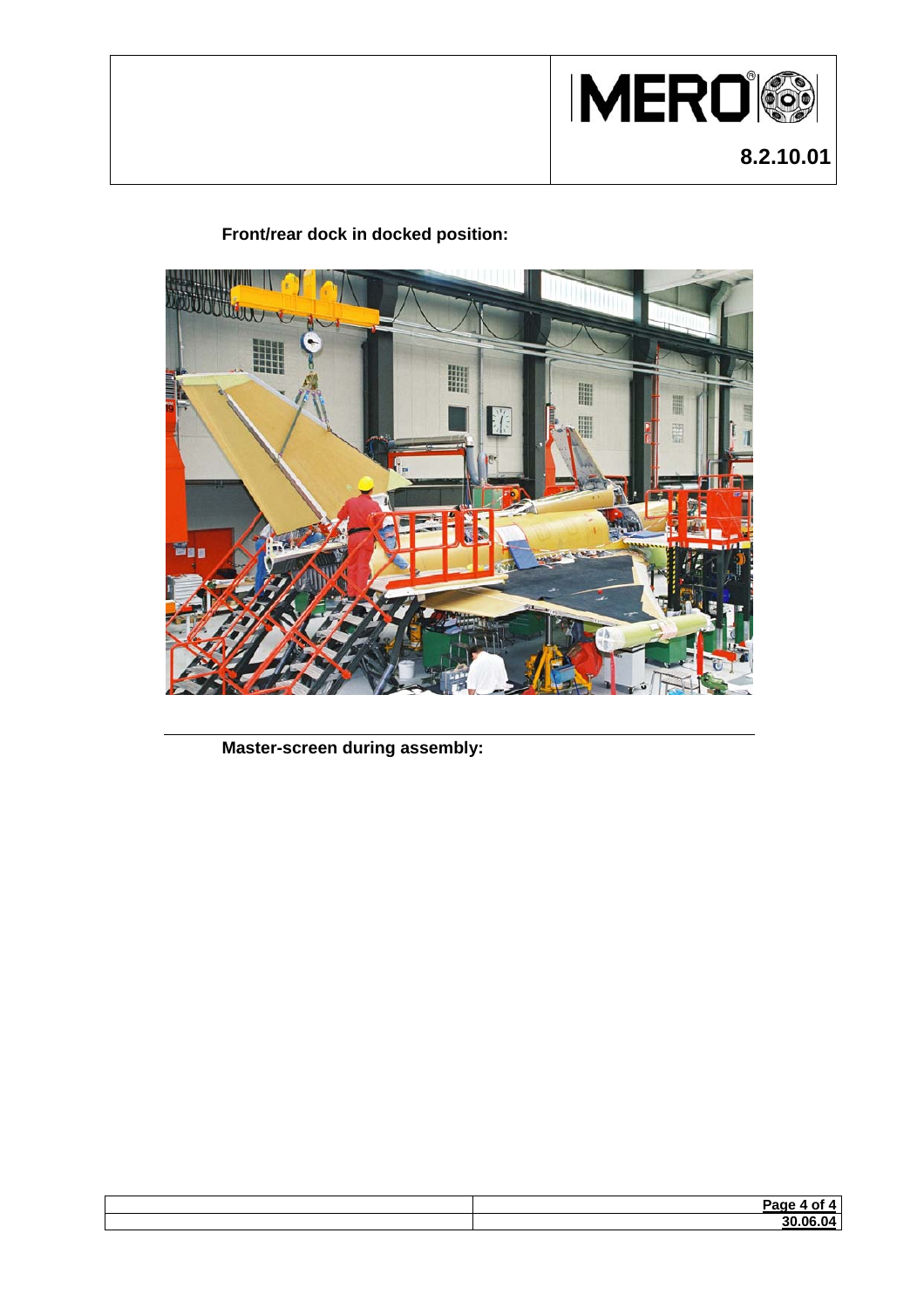**Front/rear dock in docked position:**

---

**Master-screen during assembly:**